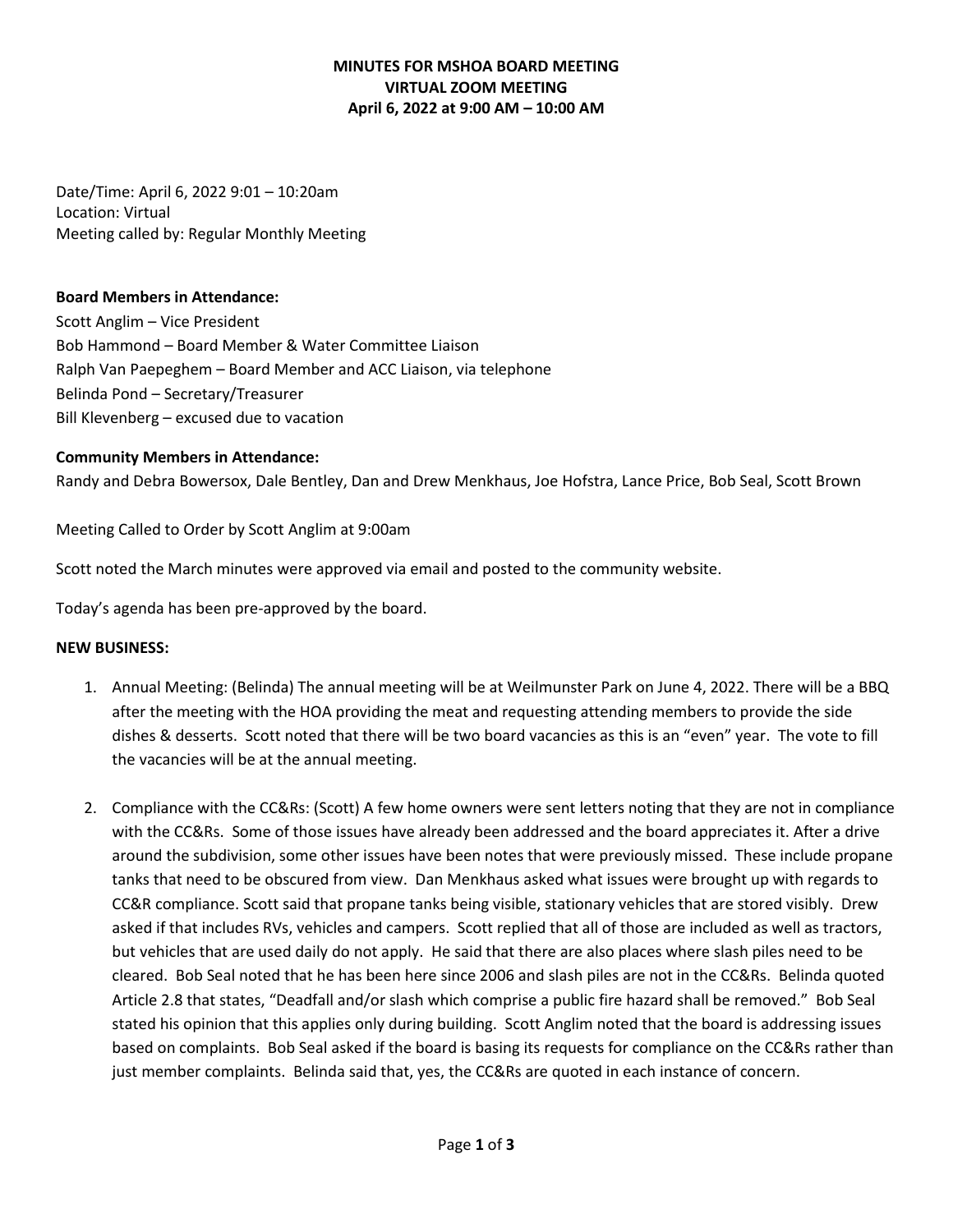# MINUTES FOR MSHOA BOARD MEETING
## VIRTUAL ZOOM MEETING
## April 6, 2022 at 9:00 AM – 10:00 AM

Date/Time: April 6, 2022 9:01 – 10:20am
Location: Virtual
Meeting called by: Regular Monthly Meeting

**Board Members in Attendance:**
Scott Anglim – Vice President
Bob Hammond – Board Member & Water Committee Liaison
Ralph Van Paepeghem – Board Member and ACC Liaison, via telephone
Belinda Pond – Secretary/Treasurer
Bill Klevenberg – excused due to vacation

**Community Members in Attendance:**
Randy and Debra Bowersox, Dale Bentley, Dan and Drew Menkhaus, Joe Hofstra, Lance Price, Bob Seal, Scott Brown

Meeting Called to Order by Scott Anglim at 9:00am

Scott noted the March minutes were approved via email and posted to the community website.

Today's agenda has been pre-approved by the board.

**NEW BUSINESS:**

1. Annual Meeting: (Belinda) The annual meeting will be at Weilmunster Park on June 4, 2022. There will be a BBQ after the meeting with the HOA providing the meat and requesting attending members to provide the side dishes & desserts. Scott noted that there will be two board vacancies as this is an "even" year. The vote to fill the vacancies will be at the annual meeting.

2. Compliance with the CC&Rs: (Scott) A few home owners were sent letters noting that they are not in compliance with the CC&Rs. Some of those issues have already been addressed and the board appreciates it. After a drive around the subdivision, some other issues have been notes that were previously missed. These include propane tanks that need to be obscured from view. Dan Menkhaus asked what issues were brought up with regards to CC&R compliance. Scott said that propane tanks being visible, stationary vehicles that are stored visibly. Drew asked if that includes RVs, vehicles and campers. Scott replied that all of those are included as well as tractors, but vehicles that are used daily do not apply. He said that there are also places where slash piles need to be cleared. Bob Seal noted that he has been here since 2006 and slash piles are not in the CC&Rs. Belinda quoted Article 2.8 that states, "Deadfall and/or slash which comprise a public fire hazard shall be removed." Bob Seal stated his opinion that this applies only during building. Scott Anglim noted that the board is addressing issues based on complaints. Bob Seal asked if the board is basing its requests for compliance on the CC&Rs rather than just member complaints. Belinda said that, yes, the CC&Rs are quoted in each instance of concern.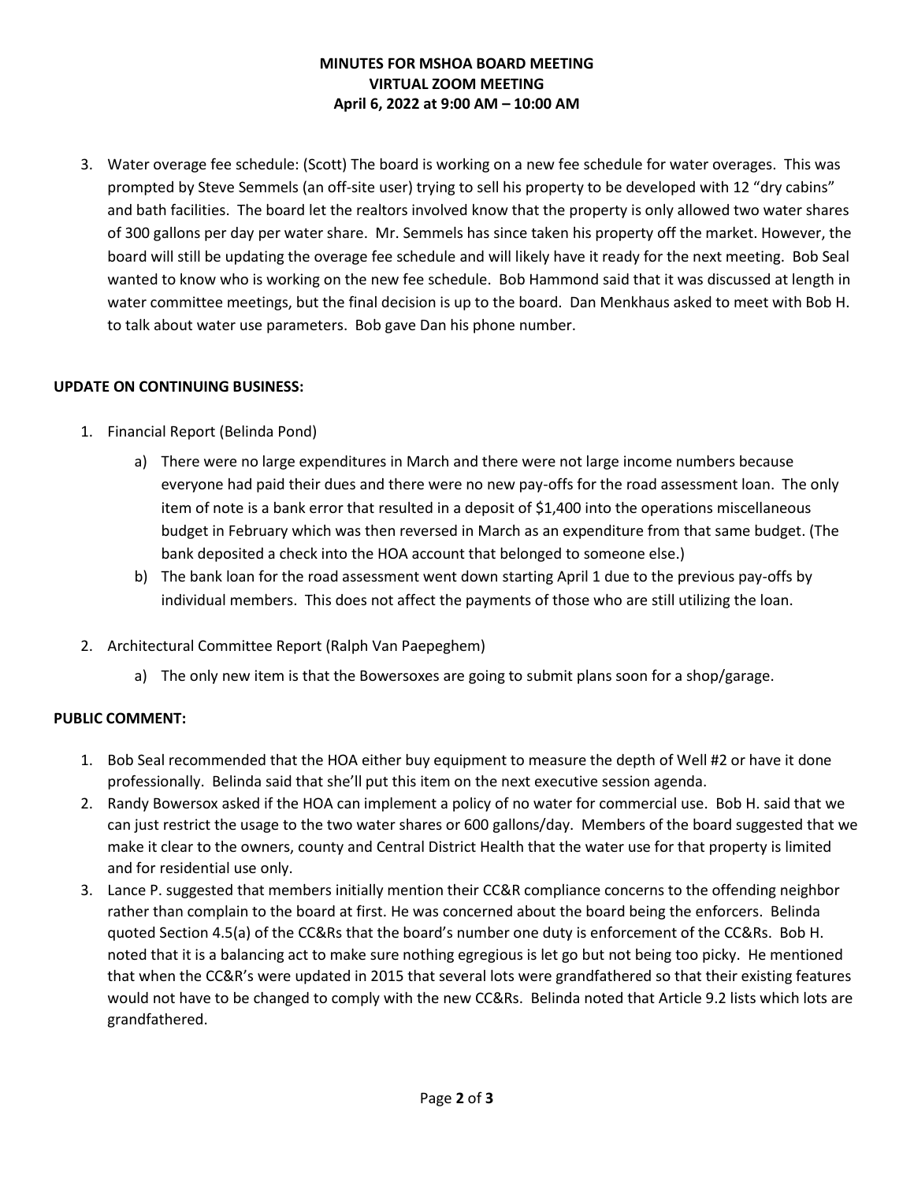3. Water overage fee schedule: (Scott) The board is working on a new fee schedule for water overages. This was prompted by Steve Semmels (an off-site user) trying to sell his property to be developed with 12 "dry cabins" and bath facilities. The board let the realtors involved know that the property is only allowed two water shares of 300 gallons per day per water share. Mr. Semmels has since taken his property off the market. However, the board will still be updating the overage fee schedule and will likely have it ready for the next meeting. Bob Seal wanted to know who is working on the new fee schedule. Bob Hammond said that it was discussed at length in water committee meetings, but the final decision is up to the board. Dan Menkhaus asked to meet with Bob H. to talk about water use parameters. Bob gave Dan his phone number.

**UPDATE ON CONTINUING BUSINESS:**

1. Financial Report (Belinda Pond)
   a) There were no large expenditures in March and there were not large income numbers because everyone had paid their dues and there were no new pay-offs for the road assessment loan. The only item of note is a bank error that resulted in a deposit of $1,400 into the operations miscellaneous budget in February which was then reversed in March as an expenditure from that same budget. (The bank deposited a check into the HOA account that belonged to someone else.)
   b) The bank loan for the road assessment went down starting April 1 due to the previous pay-offs by individual members. This does not affect the payments of those who are still utilizing the loan.

2. Architectural Committee Report (Ralph Van Paepeghem)
   a) The only new item is that the Bowersoxes are going to submit plans soon for a shop/garage.

**PUBLIC COMMENT:**

1. Bob Seal recommended that the HOA either buy equipment to measure the depth of Well #2 or have it done professionally. Belinda said that she'll put this item on the next executive session agenda.
2. Randy Bowersox asked if the HOA can implement a policy of no water for commercial use. Bob H. said that we can just restrict the usage to the two water shares or 600 gallons/day. Members of the board suggested that we make it clear to the owners, county and Central District Health that the water use for that property is limited and for residential use only.
3. Lance P. suggested that members initially mention their CC&R compliance concerns to the offending neighbor rather than complain to the board at first. He was concerned about the board being the enforcers. Belinda quoted Section 4.5(a) of the CC&Rs that the board's number one duty is enforcement of the CC&Rs. Bob H. noted that it is a balancing act to make sure nothing egregious is let go but not being too picky. He mentioned that when the CC&R's were updated in 2015 that several lots were grandfathered so that their existing features would not have to be changed to comply with the new CC&Rs. Belinda noted that Article 9.2 lists which lots are grandfathered.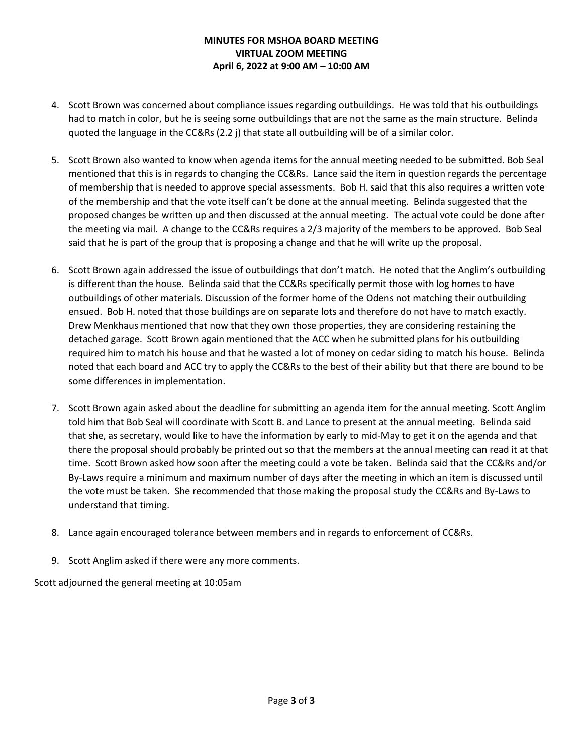**MINUTES FOR MSHOA BOARD MEETING**
**VIRTUAL ZOOM MEETING**
**April 6, 2022 at 9:00 AM – 10:00 AM**

4. Scott Brown was concerned about compliance issues regarding outbuildings. He was told that his outbuildings had to match in color, but he is seeing some outbuildings that are not the same as the main structure. Belinda quoted the language in the CC&Rs (2.2 j) that state all outbuilding will be of a similar color.

5. Scott Brown also wanted to know when agenda items for the annual meeting needed to be submitted. Bob Seal mentioned that this is in regards to changing the CC&Rs. Lance said the item in question regards the percentage of membership that is needed to approve special assessments. Bob H. said that this also requires a written vote of the membership and that the vote itself can't be done at the annual meeting. Belinda suggested that the proposed changes be written up and then discussed at the annual meeting. The actual vote could be done after the meeting via mail. A change to the CC&Rs requires a 2/3 majority of the members to be approved. Bob Seal said that he is part of the group that is proposing a change and that he will write up the proposal.

6. Scott Brown again addressed the issue of outbuildings that don't match. He noted that the Anglim's outbuilding is different than the house. Belinda said that the CC&Rs specifically permit those with log homes to have outbuildings of other materials. Discussion of the former home of the Odens not matching their outbuilding ensued. Bob H. noted that those buildings are on separate lots and therefore do not have to match exactly. Drew Menkhaus mentioned that now that they own those properties, they are considering restaining the detached garage. Scott Brown again mentioned that the ACC when he submitted plans for his outbuilding required him to match his house and that he wasted a lot of money on cedar siding to match his house. Belinda noted that each board and ACC try to apply the CC&Rs to the best of their ability but that there are bound to be some differences in implementation.

7. Scott Brown again asked about the deadline for submitting an agenda item for the annual meeting. Scott Anglim told him that Bob Seal will coordinate with Scott B. and Lance to present at the annual meeting. Belinda said that she, as secretary, would like to have the information by early to mid-May to get it on the agenda and that there the proposal should probably be printed out so that the members at the annual meeting can read it at that time. Scott Brown asked how soon after the meeting could a vote be taken. Belinda said that the CC&Rs and/or By-Laws require a minimum and maximum number of days after the meeting in which an item is discussed until the vote must be taken. She recommended that those making the proposal study the CC&Rs and By-Laws to understand that timing.

8. Lance again encouraged tolerance between members and in regards to enforcement of CC&Rs.

9. Scott Anglim asked if there were any more comments.

Scott adjourned the general meeting at 10:05am